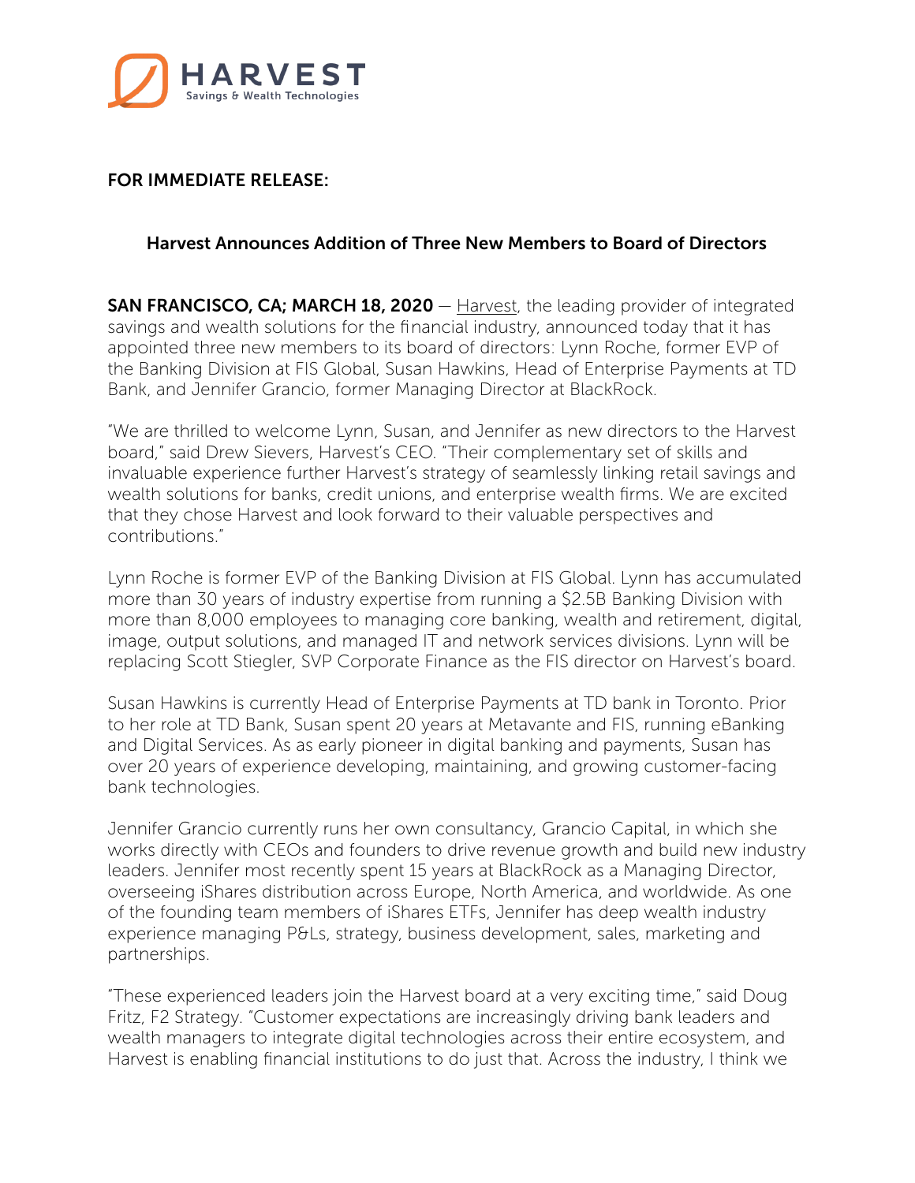HARVEST
Savings & Wealth Technologies

**FOR IMMEDIATE RELEASE:**

## Harvest Announces Addition of Three New Members to Board of Directors

**SAN FRANCISCO, CA; MARCH 18, 2020** — Harvest, the leading provider of integrated savings and wealth solutions for the financial industry, announced today that it has appointed three new members to its board of directors: Lynn Roche, former EVP of the Banking Division at FIS Global, Susan Hawkins, Head of Enterprise Payments at TD Bank, and Jennifer Grancio, former Managing Director at BlackRock.

"We are thrilled to welcome Lynn, Susan, and Jennifer as new directors to the Harvest board," said Drew Sievers, Harvest's CEO. "Their complementary set of skills and invaluable experience further Harvest's strategy of seamlessly linking retail savings and wealth solutions for banks, credit unions, and enterprise wealth firms. We are excited that they chose Harvest and look forward to their valuable perspectives and contributions."

Lynn Roche is former EVP of the Banking Division at FIS Global. Lynn has accumulated more than 30 years of industry expertise from running a $2.5B Banking Division with more than 8,000 employees to managing core banking, wealth and retirement, digital, image, output solutions, and managed IT and network services divisions. Lynn will be replacing Scott Stiegler, SVP Corporate Finance as the FIS director on Harvest's board.

Susan Hawkins is currently Head of Enterprise Payments at TD bank in Toronto. Prior to her role at TD Bank, Susan spent 20 years at Metavante and FIS, running eBanking and Digital Services. As as early pioneer in digital banking and payments, Susan has over 20 years of experience developing, maintaining, and growing customer-facing bank technologies.

Jennifer Grancio currently runs her own consultancy, Grancio Capital, in which she works directly with CEOs and founders to drive revenue growth and build new industry leaders. Jennifer most recently spent 15 years at BlackRock as a Managing Director, overseeing iShares distribution across Europe, North America, and worldwide. As one of the founding team members of iShares ETFs, Jennifer has deep wealth industry experience managing P&Ls, strategy, business development, sales, marketing and partnerships.

"These experienced leaders join the Harvest board at a very exciting time," said Doug Fritz, F2 Strategy. "Customer expectations are increasingly driving bank leaders and wealth managers to integrate digital technologies across their entire ecosystem, and Harvest is enabling financial institutions to do just that. Across the industry, I think we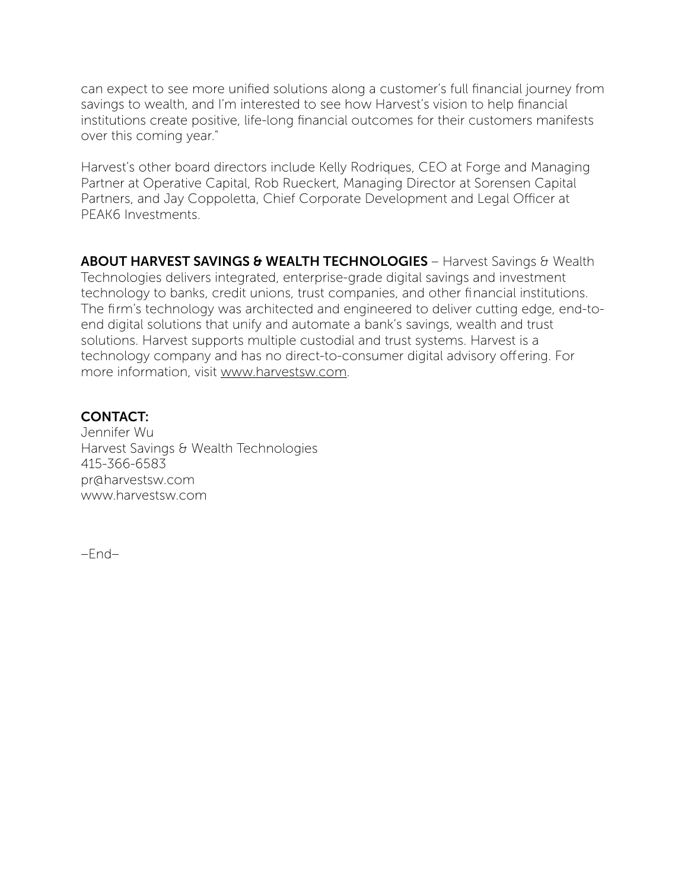can expect to see more unified solutions along a customer's full financial journey from savings to wealth, and I'm interested to see how Harvest's vision to help financial institutions create positive, life-long financial outcomes for their customers manifests over this coming year."

Harvest's other board directors include Kelly Rodriques, CEO at Forge and Managing Partner at Operative Capital, Rob Rueckert, Managing Director at Sorensen Capital Partners, and Jay Coppoletta, Chief Corporate Development and Legal Officer at PEAK6 Investments.

**ABOUT HARVEST SAVINGS & WEALTH TECHNOLOGIES** – Harvest Savings & Wealth Technologies delivers integrated, enterprise-grade digital savings and investment technology to banks, credit unions, trust companies, and other financial institutions. The firm's technology was architected and engineered to deliver cutting edge, end-to-end digital solutions that unify and automate a bank's savings, wealth and trust solutions. Harvest supports multiple custodial and trust systems. Harvest is a technology company and has no direct-to-consumer digital advisory offering. For more information, visit [www.harvestsw.com](www.harvestsw.com).

**CONTACT:**
Jennifer Wu
Harvest Savings & Wealth Technologies
415-366-6583
pr@harvestsw.com
www.harvestsw.com

–End–